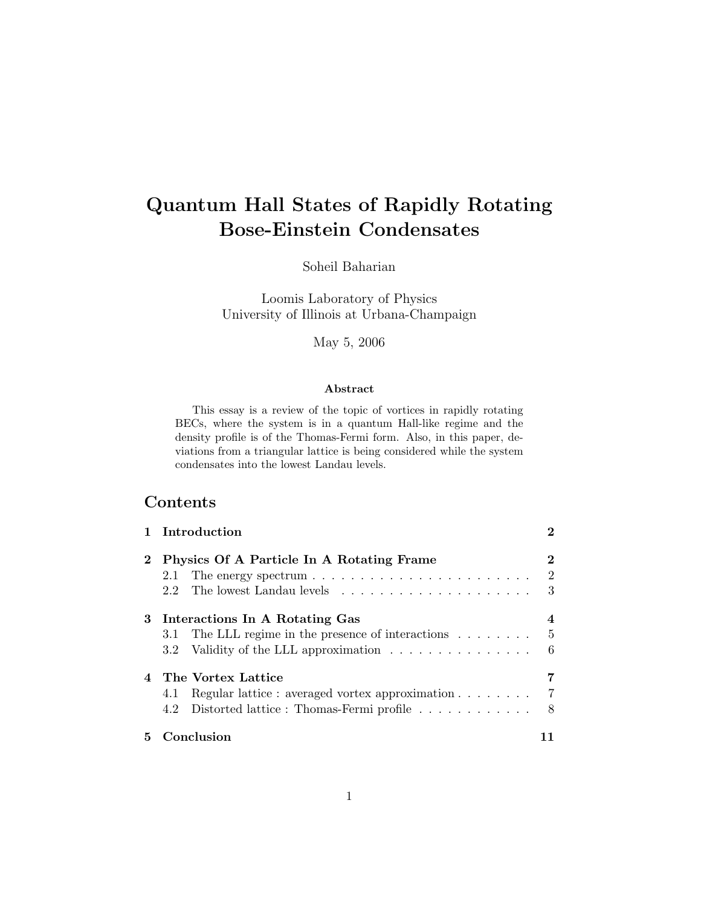# Quantum Hall States of Rapidly Rotating Bose-Einstein Condensates

Soheil Baharian

Loomis Laboratory of Physics
University of Illinois at Urbana-Champaign

May 5, 2006

### Abstract

This essay is a review of the topic of vortices in rapidly rotating BECs, where the system is in a quantum Hall-like regime and the density profile is of the Thomas-Fermi form. Also, in this paper, deviations from a triangular lattice is being considered while the system condensates into the lowest Landau levels.

## Contents

| | | |
|---|---|---|
| **1** | **Introduction** | **2** |
| **2** | **Physics Of A Particle In A Rotating Frame** | **2** |
| 2.1 | The energy spectrum | 2 |
| 2.2 | The lowest Landau levels | 3 |
| **3** | **Interactions In A Rotating Gas** | **4** |
| 3.1 | The LLL regime in the presence of interactions | 5 |
| 3.2 | Validity of the LLL approximation | 6 |
| **4** | **The Vortex Lattice** | **7** |
| 4.1 | Regular lattice : averaged vortex approximation | 7 |
| 4.2 | Distorted lattice : Thomas-Fermi profile | 8 |
| **5** | **Conclusion** | **11** |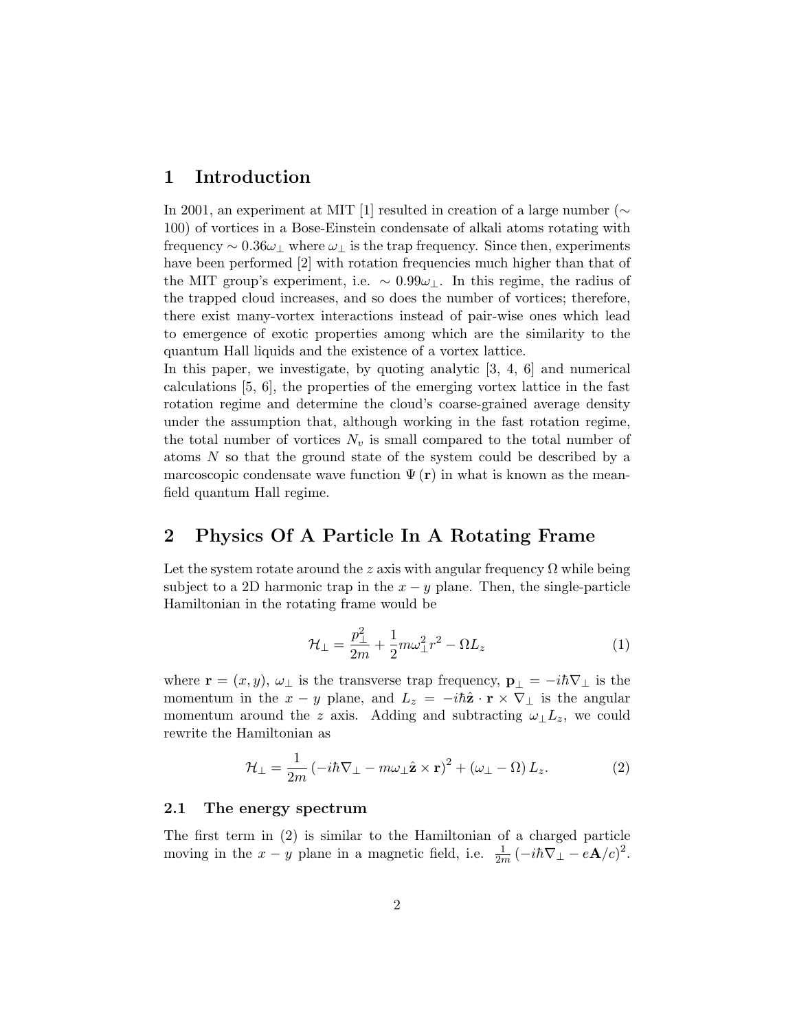# 1 Introduction

In 2001, an experiment at MIT [1] resulted in creation of a large number ($\sim 100$) of vortices in a Bose-Einstein condensate of alkali atoms rotating with frequency $\sim 0.36\omega_\perp$ where $\omega_\perp$ is the trap frequency. Since then, experiments have been performed [2] with rotation frequencies much higher than that of the MIT group's experiment, i.e. $\sim 0.99\omega_\perp$. In this regime, the radius of the trapped cloud increases, and so does the number of vortices; therefore, there exist many-vortex interactions instead of pair-wise ones which lead to emergence of exotic properties among which are the similarity to the quantum Hall liquids and the existence of a vortex lattice.
In this paper, we investigate, by quoting analytic [3, 4, 6] and numerical calculations [5, 6], the properties of the emerging vortex lattice in the fast rotation regime and determine the cloud's coarse-grained average density under the assumption that, although working in the fast rotation regime, the total number of vortices $N_v$ is small compared to the total number of atoms $N$ so that the ground state of the system could be described by a marcoscopic condensate wave function $\Psi(\mathbf{r})$ in what is known as the mean-field quantum Hall regime.

# 2 Physics Of A Particle In A Rotating Frame

Let the system rotate around the $z$ axis with angular frequency $\Omega$ while being subject to a 2D harmonic trap in the $x-y$ plane. Then, the single-particle Hamiltonian in the rotating frame would be

$$\mathcal{H}_\perp = \frac{p_\perp^2}{2m} + \frac{1}{2}m\omega_\perp^2 r^2 - \Omega L_z \tag{1}$$

where $\mathbf{r} = (x, y)$, $\omega_\perp$ is the transverse trap frequency, $\mathbf{p}_\perp = -i\hbar\nabla_\perp$ is the momentum in the $x-y$ plane, and $L_z = -i\hbar\hat{\mathbf{z}} \cdot \mathbf{r} \times \nabla_\perp$ is the angular momentum around the $z$ axis. Adding and subtracting $\omega_\perp L_z$, we could rewrite the Hamiltonian as

$$\mathcal{H}_\perp = \frac{1}{2m}\left(-i\hbar\nabla_\perp - m\omega_\perp\hat{\mathbf{z}} \times \mathbf{r}\right)^2 + \left(\omega_\perp - \Omega\right)L_z. \tag{2}$$

## 2.1 The energy spectrum

The first term in (2) is similar to the Hamiltonian of a charged particle moving in the $x-y$ plane in a magnetic field, i.e. $\frac{1}{2m}\left(-i\hbar\nabla_\perp - e\mathbf{A}/c\right)^2$.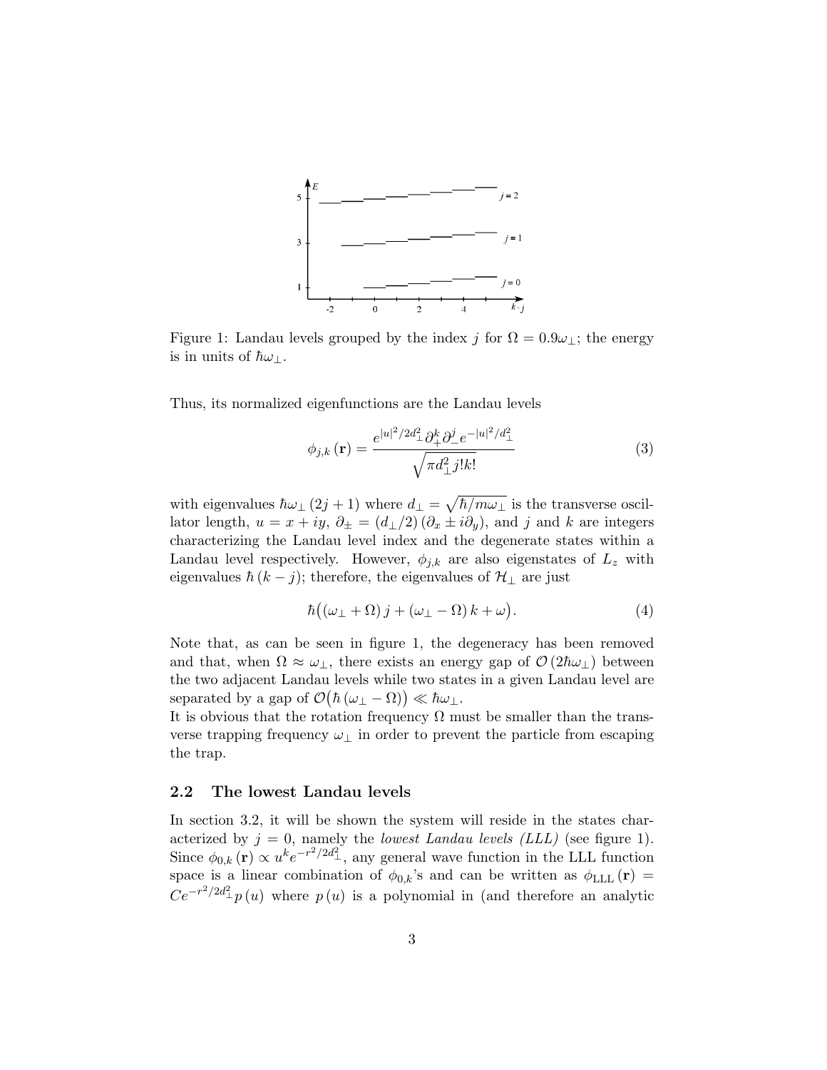Figure 1: Landau levels grouped by the index $j$ for $\Omega = 0.9\omega_\perp$; the energy is in units of $\hbar\omega_\perp$.

Thus, its normalized eigenfunctions are the Landau levels

$$\phi_{j,k}(\mathbf{r}) = \frac{e^{|u|^2/2d_\perp^2}\partial_+^k \partial_-^j e^{-|u|^2/d_\perp^2}}{\sqrt{\pi d_\perp^2 j! k!}} \tag{3}$$

with eigenvalues $\hbar\omega_\perp(2j+1)$ where $d_\perp = \sqrt{\hbar/m\omega_\perp}$ is the transverse oscillator length, $u = x + iy$, $\partial_\pm = (d_\perp/2)(\partial_x \pm i\partial_y)$, and $j$ and $k$ are integers characterizing the Landau level index and the degenerate states within a Landau level respectively. However, $\phi_{j,k}$ are also eigenstates of $L_z$ with eigenvalues $\hbar(k-j)$; therefore, the eigenvalues of $\mathcal{H}_\perp$ are just

$$\hbar\big((\omega_\perp + \Omega)j + (\omega_\perp - \Omega)k + \omega\big). \tag{4}$$

Note that, as can be seen in figure 1, the degeneracy has been removed and that, when $\Omega \approx \omega_\perp$, there exists an energy gap of $\mathcal{O}(2\hbar\omega_\perp)$ between the two adjacent Landau levels while two states in a given Landau level are separated by a gap of $\mathcal{O}\big(\hbar(\omega_\perp - \Omega)\big) \ll \hbar\omega_\perp$.
It is obvious that the rotation frequency $\Omega$ must be smaller than the transverse trapping frequency $\omega_\perp$ in order to prevent the particle from escaping the trap.

## 2.2 The lowest Landau levels

In section 3.2, it will be shown the system will reside in the states characterized by $j = 0$, namely the *lowest Landau levels (LLL)* (see figure 1). Since $\phi_{0,k}(\mathbf{r}) \propto u^k e^{-r^2/2d_\perp^2}$, any general wave function in the LLL function space is a linear combination of $\phi_{0,k}$'s and can be written as $\phi_{\text{LLL}}(\mathbf{r}) = Ce^{-r^2/2d_\perp^2}p(u)$ where $p(u)$ is a polynomial in (and therefore an analytic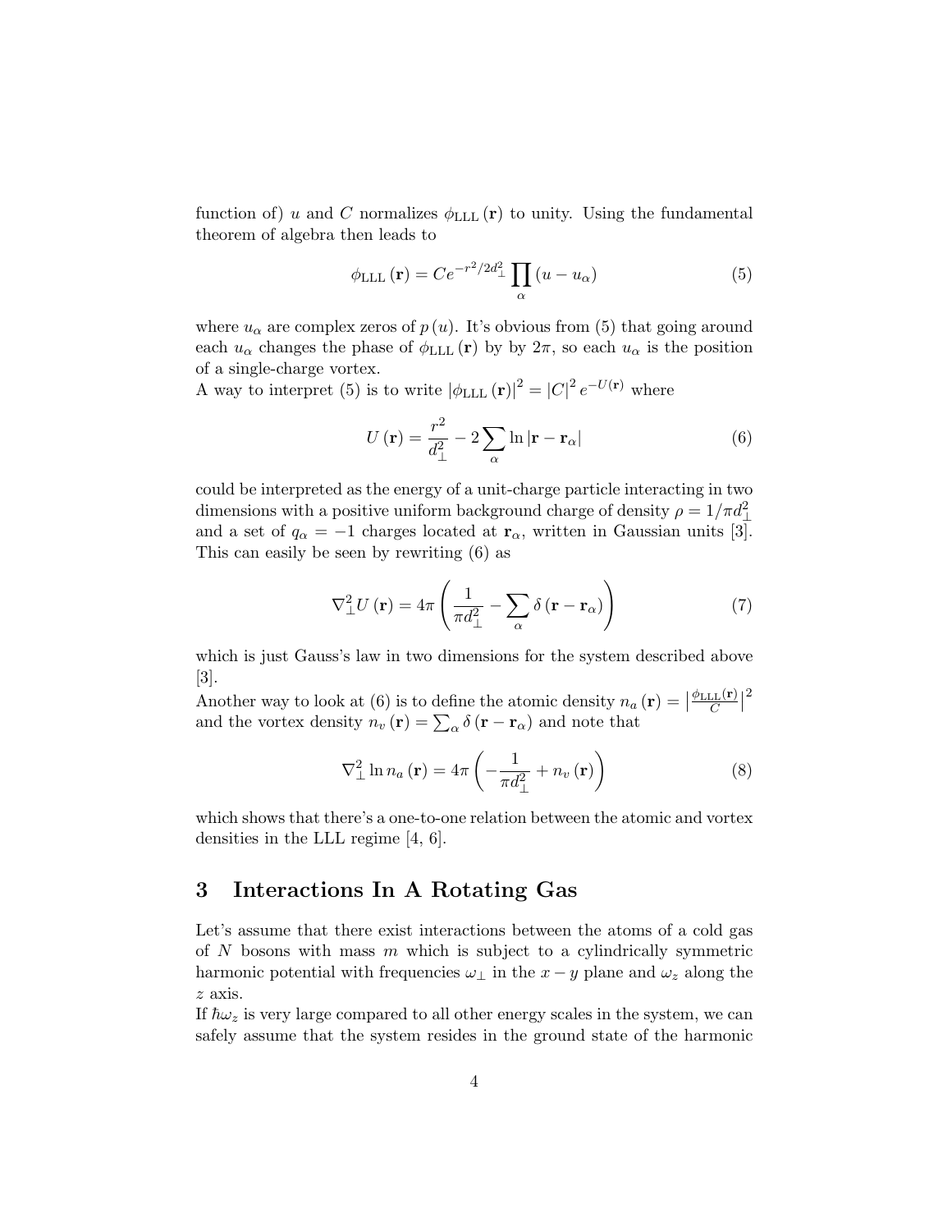function of) $u$ and $C$ normalizes $\phi_{\mathrm{LLL}}(\mathbf{r})$ to unity. Using the fundamental theorem of algebra then leads to

$$\phi_{\mathrm{LLL}}(\mathbf{r}) = Ce^{-r^2/2d_\perp^2} \prod_\alpha (u - u_\alpha) \tag{5}$$

where $u_\alpha$ are complex zeros of $p(u)$. It's obvious from (5) that going around each $u_\alpha$ changes the phase of $\phi_{\mathrm{LLL}}(\mathbf{r})$ by by $2\pi$, so each $u_\alpha$ is the position of a single-charge vortex.

A way to interpret (5) is to write $|\phi_{\mathrm{LLL}}(\mathbf{r})|^2 = |C|^2 e^{-U(\mathbf{r})}$ where

$$U(\mathbf{r}) = \frac{r^2}{d_\perp^2} - 2\sum_\alpha \ln|\mathbf{r} - \mathbf{r}_\alpha| \tag{6}$$

could be interpreted as the energy of a unit-charge particle interacting in two dimensions with a positive uniform background charge of density $\rho = 1/\pi d_\perp^2$ and a set of $q_\alpha = -1$ charges located at $\mathbf{r}_\alpha$, written in Gaussian units [3]. This can easily be seen by rewriting (6) as

$$\nabla_\perp^2 U(\mathbf{r}) = 4\pi\left(\frac{1}{\pi d_\perp^2} - \sum_\alpha \delta(\mathbf{r} - \mathbf{r}_\alpha)\right) \tag{7}$$

which is just Gauss's law in two dimensions for the system described above [3].

Another way to look at (6) is to define the atomic density $n_a(\mathbf{r}) = \left|\frac{\phi_{\mathrm{LLL}}(\mathbf{r})}{C}\right|^2$ and the vortex density $n_v(\mathbf{r}) = \sum_\alpha \delta(\mathbf{r} - \mathbf{r}_\alpha)$ and note that

$$\nabla_\perp^2 \ln n_a(\mathbf{r}) = 4\pi\left(-\frac{1}{\pi d_\perp^2} + n_v(\mathbf{r})\right) \tag{8}$$

which shows that there's a one-to-one relation between the atomic and vortex densities in the LLL regime [4, 6].

## 3 Interactions In A Rotating Gas

Let's assume that there exist interactions between the atoms of a cold gas of $N$ bosons with mass $m$ which is subject to a cylindrically symmetric harmonic potential with frequencies $\omega_\perp$ in the $x-y$ plane and $\omega_z$ along the $z$ axis.

If $\hbar\omega_z$ is very large compared to all other energy scales in the system, we can safely assume that the system resides in the ground state of the harmonic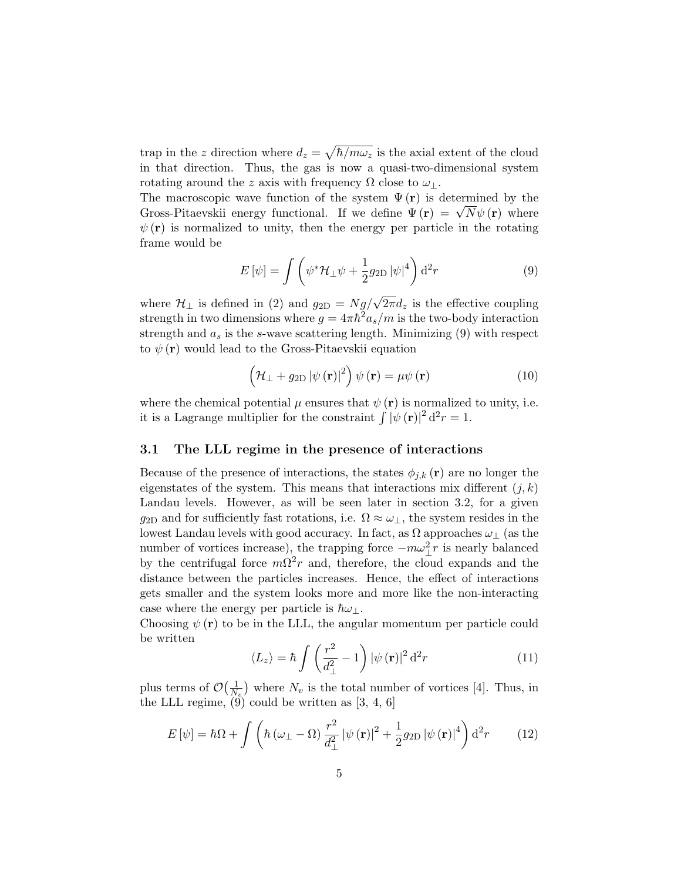trap in the $z$ direction where $d_z = \sqrt{\hbar/m\omega_z}$ is the axial extent of the cloud in that direction. Thus, the gas is now a quasi-two-dimensional system rotating around the $z$ axis with frequency $\Omega$ close to $\omega_\perp$.

The macroscopic wave function of the system $\Psi(\mathbf{r})$ is determined by the Gross-Pitaevskii energy functional. If we define $\Psi(\mathbf{r}) = \sqrt{N}\psi(\mathbf{r})$ where $\psi(\mathbf{r})$ is normalized to unity, then the energy per particle in the rotating frame would be

$$E[\psi] = \int \left( \psi^* \mathcal{H}_\perp \psi + \frac{1}{2} g_{2\mathrm{D}} |\psi|^4 \right) \mathrm{d}^2 r \tag{9}$$

where $\mathcal{H}_\perp$ is defined in (2) and $g_{2\mathrm{D}} = Ng/\sqrt{2\pi}d_z$ is the effective coupling strength in two dimensions where $g = 4\pi\hbar^2 a_s/m$ is the two-body interaction strength and $a_s$ is the $s$-wave scattering length. Minimizing (9) with respect to $\psi(\mathbf{r})$ would lead to the Gross-Pitaevskii equation

$$\left( \mathcal{H}_\perp + g_{2\mathrm{D}} |\psi(\mathbf{r})|^2 \right) \psi(\mathbf{r}) = \mu \psi(\mathbf{r}) \tag{10}$$

where the chemical potential $\mu$ ensures that $\psi(\mathbf{r})$ is normalized to unity, i.e. it is a Lagrange multiplier for the constraint $\int |\psi(\mathbf{r})|^2 \mathrm{d}^2 r = 1$.

### 3.1 The LLL regime in the presence of interactions

Because of the presence of interactions, the states $\phi_{j,k}(\mathbf{r})$ are no longer the eigenstates of the system. This means that interactions mix different $(j,k)$ Landau levels. However, as will be seen later in section 3.2, for a given $g_{2\mathrm{D}}$ and for sufficiently fast rotations, i.e. $\Omega \approx \omega_\perp$, the system resides in the lowest Landau levels with good accuracy. In fact, as $\Omega$ approaches $\omega_\perp$ (as the number of vortices increase), the trapping force $-m\omega_\perp^2 r$ is nearly balanced by the centrifugal force $m\Omega^2 r$ and, therefore, the cloud expands and the distance between the particles increases. Hence, the effect of interactions gets smaller and the system looks more and more like the non-interacting case where the energy per particle is $\hbar\omega_\perp$.

Choosing $\psi(\mathbf{r})$ to be in the LLL, the angular momentum per particle could be written

$$\langle L_z \rangle = \hbar \int \left( \frac{r^2}{d_\perp^2} - 1 \right) |\psi(\mathbf{r})|^2 \mathrm{d}^2 r \tag{11}$$

plus terms of $\mathcal{O}\left(\frac{1}{N_v}\right)$ where $N_v$ is the total number of vortices [4]. Thus, in the LLL regime, (9) could be written as [3, 4, 6]

$$E[\psi] = \hbar\Omega + \int \left( \hbar(\omega_\perp - \Omega) \frac{r^2}{d_\perp^2} |\psi(\mathbf{r})|^2 + \frac{1}{2} g_{2\mathrm{D}} |\psi(\mathbf{r})|^4 \right) \mathrm{d}^2 r \tag{12}$$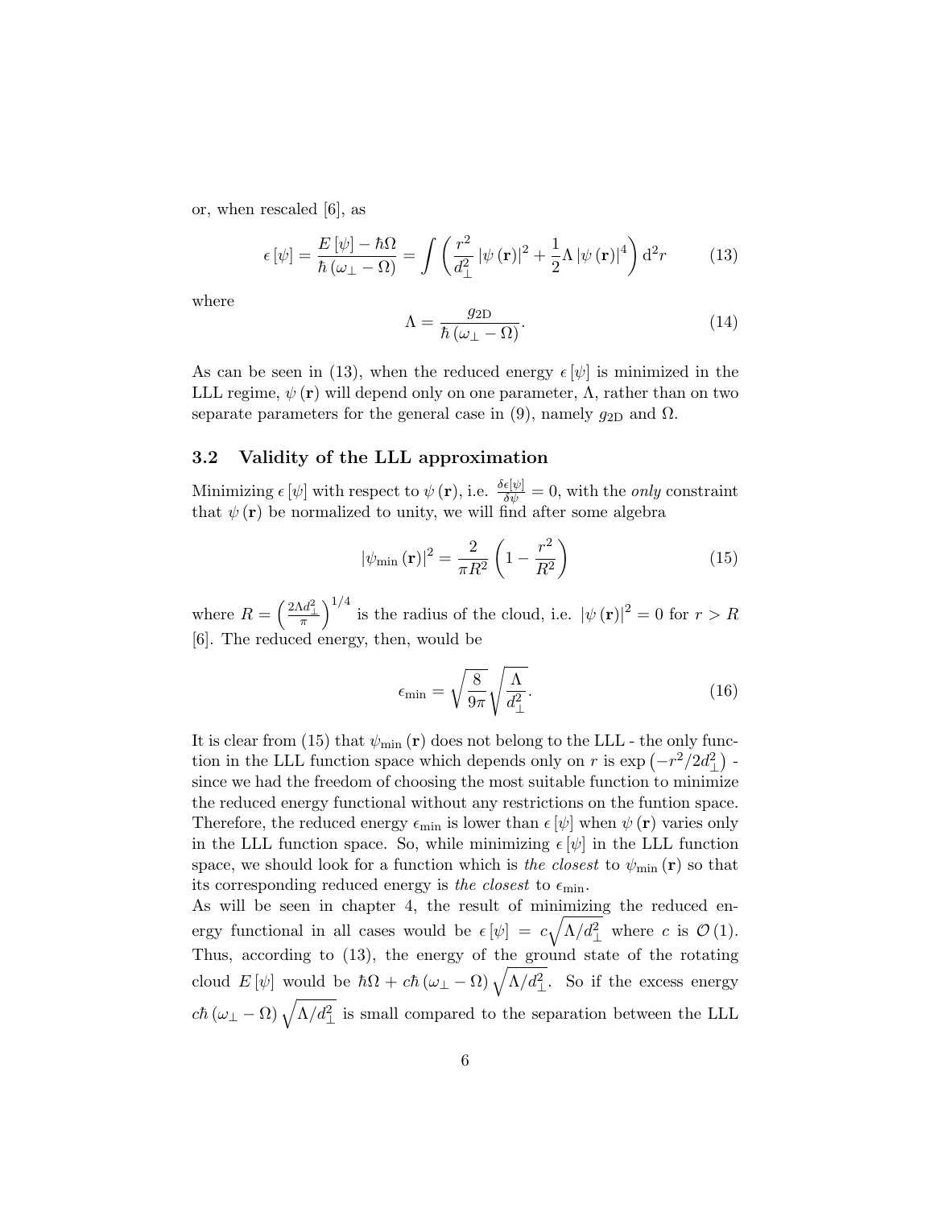or, when rescaled [6], as

$$\epsilon[\psi] = \frac{E[\psi] - \hbar\Omega}{\hbar(\omega_{\perp} - \Omega)} = \int \left( \frac{r^2}{d_{\perp}^2} |\psi(\mathbf{r})|^2 + \frac{1}{2}\Lambda |\psi(\mathbf{r})|^4 \right) \mathrm{d}^2 r \tag{13}$$

where

$$\Lambda = \frac{g_{\mathrm{2D}}}{\hbar(\omega_{\perp} - \Omega)}. \tag{14}$$

As can be seen in (13), when the reduced energy $\epsilon[\psi]$ is minimized in the LLL regime, $\psi(\mathbf{r})$ will depend only on one parameter, $\Lambda$, rather than on two separate parameters for the general case in (9), namely $g_{\mathrm{2D}}$ and $\Omega$.

### 3.2 Validity of the LLL approximation

Minimizing $\epsilon[\psi]$ with respect to $\psi(\mathbf{r})$, i.e. $\frac{\delta \epsilon[\psi]}{\delta \psi} = 0$, with the *only* constraint that $\psi(\mathbf{r})$ be normalized to unity, we will find after some algebra

$$|\psi_{\min}(\mathbf{r})|^2 = \frac{2}{\pi R^2}\left(1 - \frac{r^2}{R^2}\right) \tag{15}$$

where $R = \left(\frac{2\Lambda d_{\perp}^2}{\pi}\right)^{1/4}$ is the radius of the cloud, i.e. $|\psi(\mathbf{r})|^2 = 0$ for $r > R$ [6]. The reduced energy, then, would be

$$\epsilon_{\min} = \sqrt{\frac{8}{9\pi}}\sqrt{\frac{\Lambda}{d_{\perp}^2}}. \tag{16}$$

It is clear from (15) that $\psi_{\min}(\mathbf{r})$ does not belong to the LLL - the only function in the LLL function space which depends only on $r$ is $\exp\left(-r^2/2d_{\perp}^2\right)$ - since we had the freedom of choosing the most suitable function to minimize the reduced energy functional without any restrictions on the funtion space. Therefore, the reduced energy $\epsilon_{\min}$ is lower than $\epsilon[\psi]$ when $\psi(\mathbf{r})$ varies only in the LLL function space. So, while minimizing $\epsilon[\psi]$ in the LLL function space, we should look for a function which is *the closest* to $\psi_{\min}(\mathbf{r})$ so that its corresponding reduced energy is *the closest* to $\epsilon_{\min}$.
As will be seen in chapter 4, the result of minimizing the reduced energy functional in all cases would be $\epsilon[\psi] = c\sqrt{\Lambda/d_{\perp}^2}$ where $c$ is $\mathcal{O}(1)$. Thus, according to (13), the energy of the ground state of the rotating cloud $E[\psi]$ would be $\hbar\Omega + c\hbar(\omega_{\perp} - \Omega)\sqrt{\Lambda/d_{\perp}^2}$. So if the excess energy $c\hbar(\omega_{\perp} - \Omega)\sqrt{\Lambda/d_{\perp}^2}$ is small compared to the separation between the LLL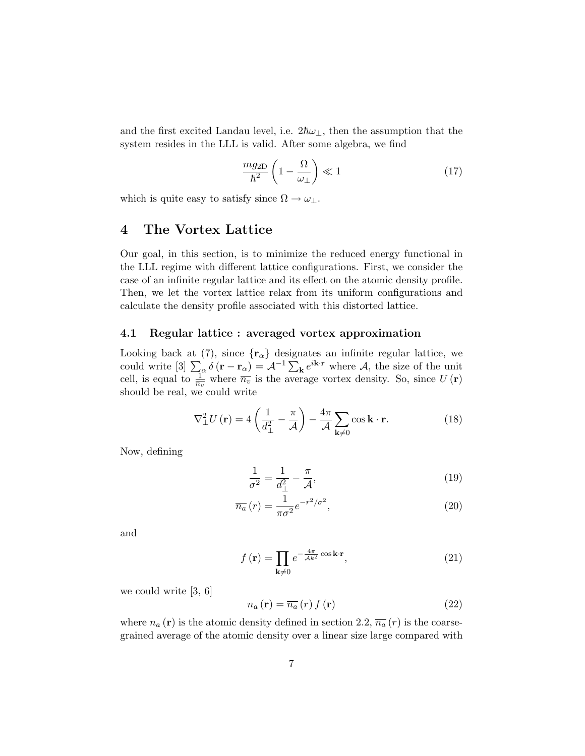and the first excited Landau level, i.e. $2\hbar\omega_\perp$, then the assumption that the system resides in the LLL is valid. After some algebra, we find

$$\frac{mg_{2\mathrm{D}}}{\hbar^2}\left(1-\frac{\Omega}{\omega_\perp}\right)\ll 1 \tag{17}$$

which is quite easy to satisfy since $\Omega \to \omega_\perp$.

## 4 The Vortex Lattice

Our goal, in this section, is to minimize the reduced energy functional in the LLL regime with different lattice configurations. First, we consider the case of an infinite regular lattice and its effect on the atomic density profile. Then, we let the vortex lattice relax from its uniform configurations and calculate the density profile associated with this distorted lattice.

### 4.1 Regular lattice : averaged vortex approximation

Looking back at (7), since $\{\mathbf{r}_\alpha\}$ designates an infinite regular lattice, we could write [3] $\sum_\alpha \delta(\mathbf{r}-\mathbf{r}_\alpha) = \mathcal{A}^{-1}\sum_{\mathbf{k}} e^{i\mathbf{k}\cdot\mathbf{r}}$ where $\mathcal{A}$, the size of the unit cell, is equal to $\frac{1}{\overline{n_v}}$ where $\overline{n_v}$ is the average vortex density. So, since $U(\mathbf{r})$ should be real, we could write

$$\nabla_\perp^2 U(\mathbf{r}) = 4\left(\frac{1}{d_\perp^2}-\frac{\pi}{\mathcal{A}}\right) - \frac{4\pi}{\mathcal{A}}\sum_{\mathbf{k}\neq 0}\cos\mathbf{k}\cdot\mathbf{r}. \tag{18}$$

Now, defining

$$\frac{1}{\sigma^2} = \frac{1}{d_\perp^2}-\frac{\pi}{\mathcal{A}}, \tag{19}$$

$$\overline{n_a}(r) = \frac{1}{\pi\sigma^2}e^{-r^2/\sigma^2}, \tag{20}$$

and

$$f(\mathbf{r}) = \prod_{\mathbf{k}\neq 0} e^{-\frac{4\pi}{\mathcal{A}k^2}\cos\mathbf{k}\cdot\mathbf{r}}, \tag{21}$$

we could write [3, 6]

$$n_a(\mathbf{r}) = \overline{n_a}(r)\, f(\mathbf{r}) \tag{22}$$

where $n_a(\mathbf{r})$ is the atomic density defined in section 2.2, $\overline{n_a}(r)$ is the coarse-grained average of the atomic density over a linear size large compared with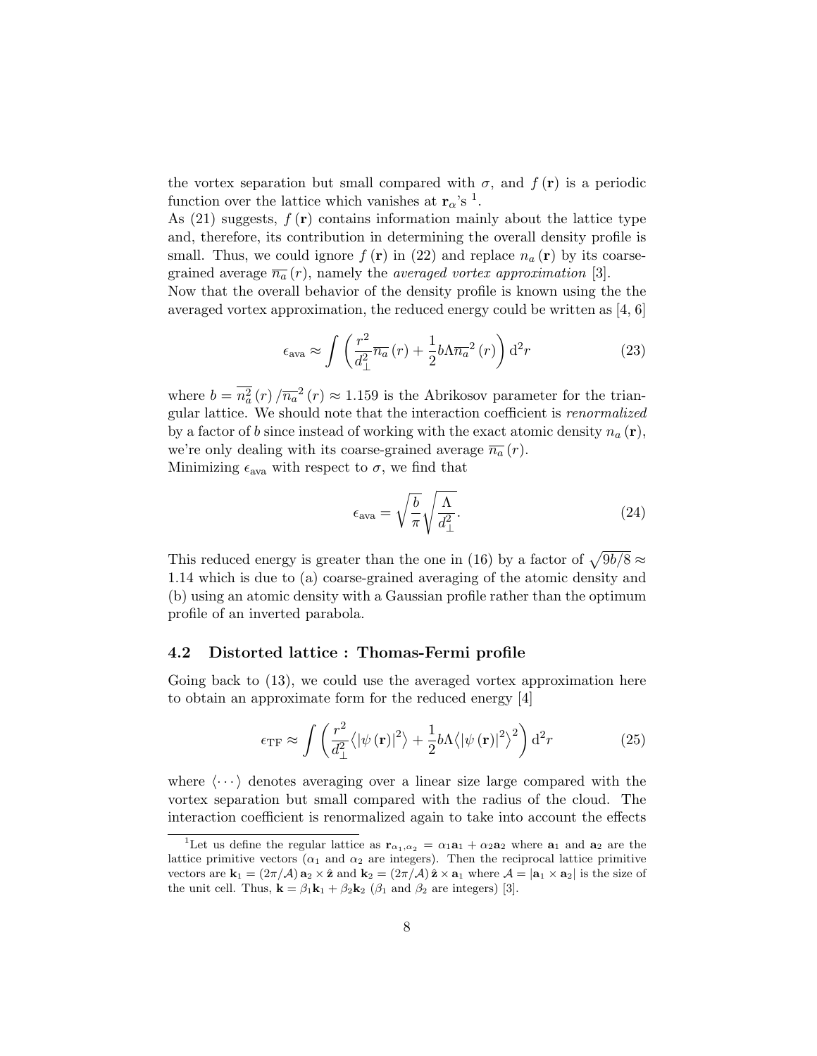the vortex separation but small compared with $\sigma$, and $f(\mathbf{r})$ is a periodic function over the lattice which vanishes at $\mathbf{r}_\alpha$'s [1].

As (21) suggests, $f(\mathbf{r})$ contains information mainly about the lattice type and, therefore, its contribution in determining the overall density profile is small. Thus, we could ignore $f(\mathbf{r})$ in (22) and replace $n_a(\mathbf{r})$ by its coarse-grained average $\overline{n_a}(r)$, namely the *averaged vortex approximation* [3].

Now that the overall behavior of the density profile is known using the the averaged vortex approximation, the reduced energy could be written as [4, 6]

$$\epsilon_{\text{ava}} \approx \int \left( \frac{r^2}{d_\perp^2} \overline{n_a}(r) + \frac{1}{2} b \Lambda \overline{n_a}^2(r) \right) \mathrm{d}^2 r \tag{23}$$

where $b = \overline{n_a^2}(r) / \overline{n_a}^2(r) \approx 1.159$ is the Abrikosov parameter for the triangular lattice. We should note that the interaction coefficient is *renormalized* by a factor of $b$ since instead of working with the exact atomic density $n_a(\mathbf{r})$, we're only dealing with its coarse-grained average $\overline{n_a}(r)$.

Minimizing $\epsilon_{\text{ava}}$ with respect to $\sigma$, we find that

$$\epsilon_{\text{ava}} = \sqrt{\frac{b}{\pi}} \sqrt{\frac{\Lambda}{d_\perp^2}}. \tag{24}$$

This reduced energy is greater than the one in (16) by a factor of $\sqrt{9b/8} \approx 1.14$ which is due to (a) coarse-grained averaging of the atomic density and (b) using an atomic density with a Gaussian profile rather than the optimum profile of an inverted parabola.

### 4.2 Distorted lattice : Thomas-Fermi profile

Going back to (13), we could use the averaged vortex approximation here to obtain an approximate form for the reduced energy [4]

$$\epsilon_{\text{TF}} \approx \int \left( \frac{r^2}{d_\perp^2} \langle |\psi(\mathbf{r})|^2 \rangle + \frac{1}{2} b \Lambda \langle |\psi(\mathbf{r})|^2 \rangle^2 \right) \mathrm{d}^2 r \tag{25}$$

where $\langle \cdots \rangle$ denotes averaging over a linear size large compared with the vortex separation but small compared with the radius of the cloud. The interaction coefficient is renormalized again to take into account the effects

[1] Let us define the regular lattice as $\mathbf{r}_{\alpha_1,\alpha_2} = \alpha_1 \mathbf{a}_1 + \alpha_2 \mathbf{a}_2$ where $\mathbf{a}_1$ and $\mathbf{a}_2$ are the lattice primitive vectors ($\alpha_1$ and $\alpha_2$ are integers). Then the reciprocal lattice primitive vectors are $\mathbf{k}_1 = (2\pi/\mathcal{A})\, \mathbf{a}_2 \times \hat{\mathbf{z}}$ and $\mathbf{k}_2 = (2\pi/\mathcal{A})\, \hat{\mathbf{z}} \times \mathbf{a}_1$ where $\mathcal{A} = |\mathbf{a}_1 \times \mathbf{a}_2|$ is the size of the unit cell. Thus, $\mathbf{k} = \beta_1 \mathbf{k}_1 + \beta_2 \mathbf{k}_2$ ($\beta_1$ and $\beta_2$ are integers) [3].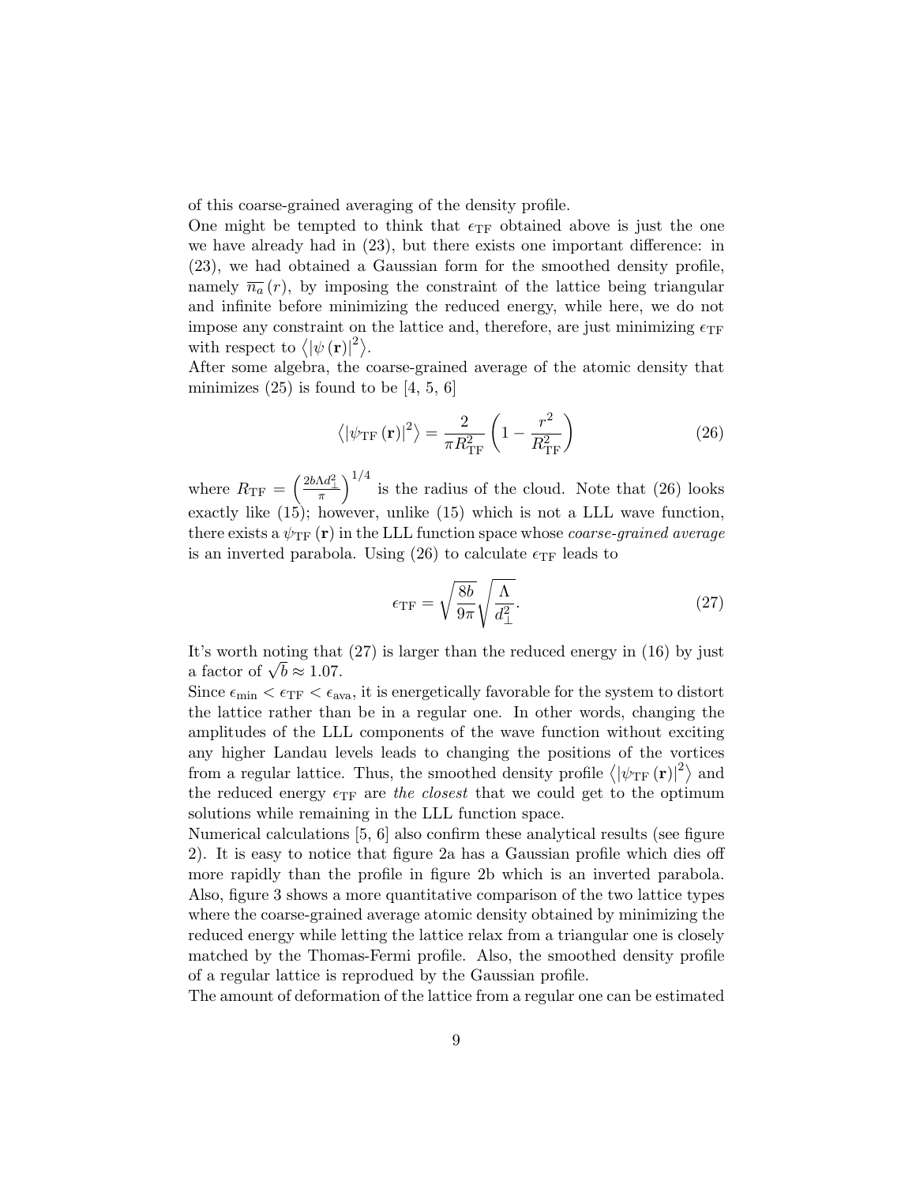of this coarse-grained averaging of the density profile.
One might be tempted to think that $\epsilon_{\mathrm{TF}}$ obtained above is just the one we have already had in (23), but there exists one important difference: in (23), we had obtained a Gaussian form for the smoothed density profile, namely $\overline{n_a}(r)$, by imposing the constraint of the lattice being triangular and infinite before minimizing the reduced energy, while here, we do not impose any constraint on the lattice and, therefore, are just minimizing $\epsilon_{\mathrm{TF}}$ with respect to $\left\langle |\psi(\mathbf{r})|^2 \right\rangle$.
After some algebra, the coarse-grained average of the atomic density that minimizes (25) is found to be [4, 5, 6]

$$\left\langle |\psi_{\mathrm{TF}}(\mathbf{r})|^2 \right\rangle = \frac{2}{\pi R_{\mathrm{TF}}^2}\left(1 - \frac{r^2}{R_{\mathrm{TF}}^2}\right) \tag{26}$$

where $R_{\mathrm{TF}} = \left(\frac{2b\Lambda d_\perp^2}{\pi}\right)^{1/4}$ is the radius of the cloud. Note that (26) looks exactly like (15); however, unlike (15) which is not a LLL wave function, there exists a $\psi_{\mathrm{TF}}(\mathbf{r})$ in the LLL function space whose *coarse-grained average* is an inverted parabola. Using (26) to calculate $\epsilon_{\mathrm{TF}}$ leads to

$$\epsilon_{\mathrm{TF}} = \sqrt{\frac{8b}{9\pi}}\sqrt{\frac{\Lambda}{d_\perp^2}}. \tag{27}$$

It's worth noting that (27) is larger than the reduced energy in (16) by just a factor of $\sqrt{b} \approx 1.07$.
Since $\epsilon_{\mathrm{min}} < \epsilon_{\mathrm{TF}} < \epsilon_{\mathrm{ava}}$, it is energetically favorable for the system to distort the lattice rather than be in a regular one. In other words, changing the amplitudes of the LLL components of the wave function without exciting any higher Landau levels leads to changing the positions of the vortices from a regular lattice. Thus, the smoothed density profile $\left\langle |\psi_{\mathrm{TF}}(\mathbf{r})|^2 \right\rangle$ and the reduced energy $\epsilon_{\mathrm{TF}}$ are *the closest* that we could get to the optimum solutions while remaining in the LLL function space.
Numerical calculations [5, 6] also confirm these analytical results (see figure 2). It is easy to notice that figure 2a has a Gaussian profile which dies off more rapidly than the profile in figure 2b which is an inverted parabola. Also, figure 3 shows a more quantitative comparison of the two lattice types where the coarse-grained average atomic density obtained by minimizing the reduced energy while letting the lattice relax from a triangular one is closely matched by the Thomas-Fermi profile. Also, the smoothed density profile of a regular lattice is reproduced by the Gaussian profile.
The amount of deformation of the lattice from a regular one can be estimated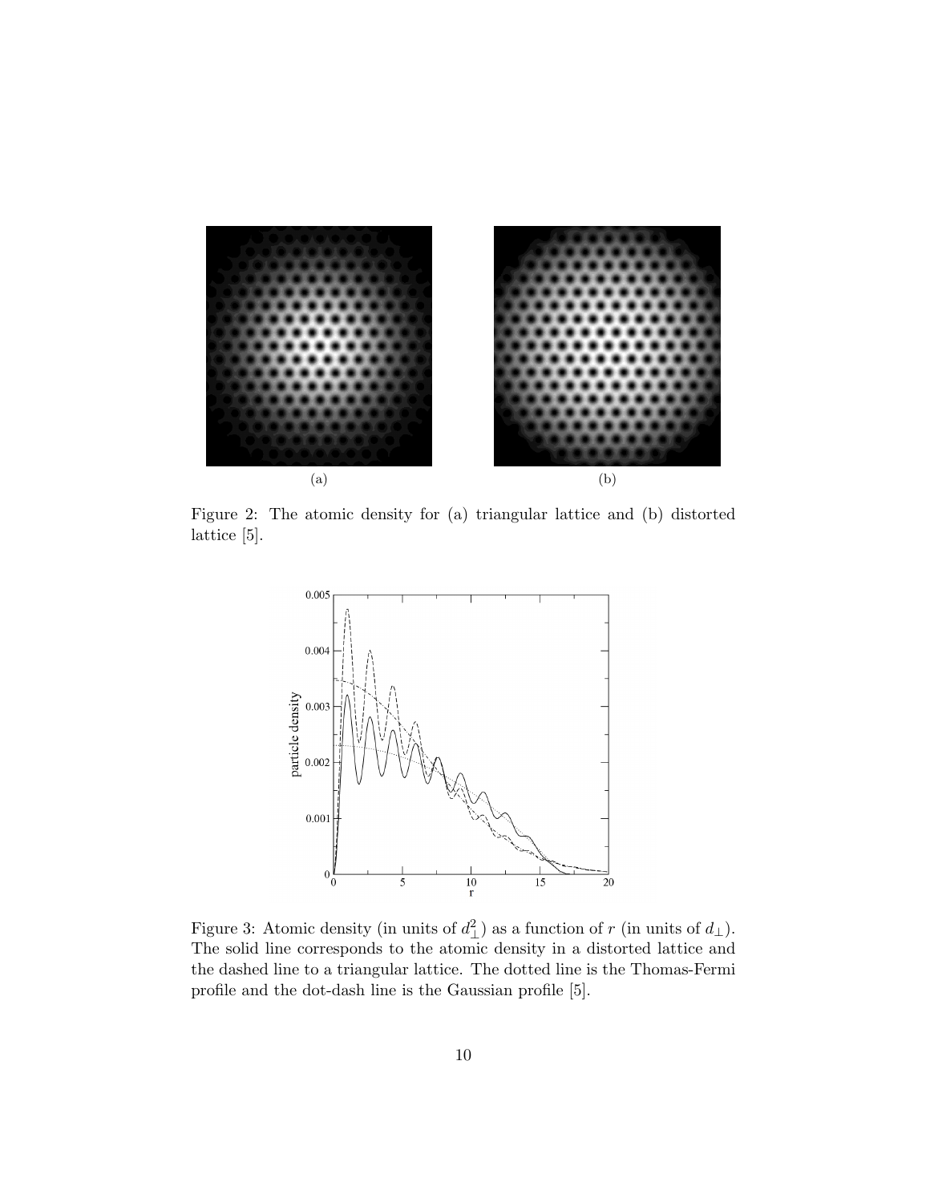(a)

(b)

Figure 2: The atomic density for (a) triangular lattice and (b) distorted lattice [5].

Figure 3: Atomic density (in units of $d_\perp^2$) as a function of $r$ (in units of $d_\perp$). The solid line corresponds to the atomic density in a distorted lattice and the dashed line to a triangular lattice. The dotted line is the Thomas-Fermi profile and the dot-dash line is the Gaussian profile [5].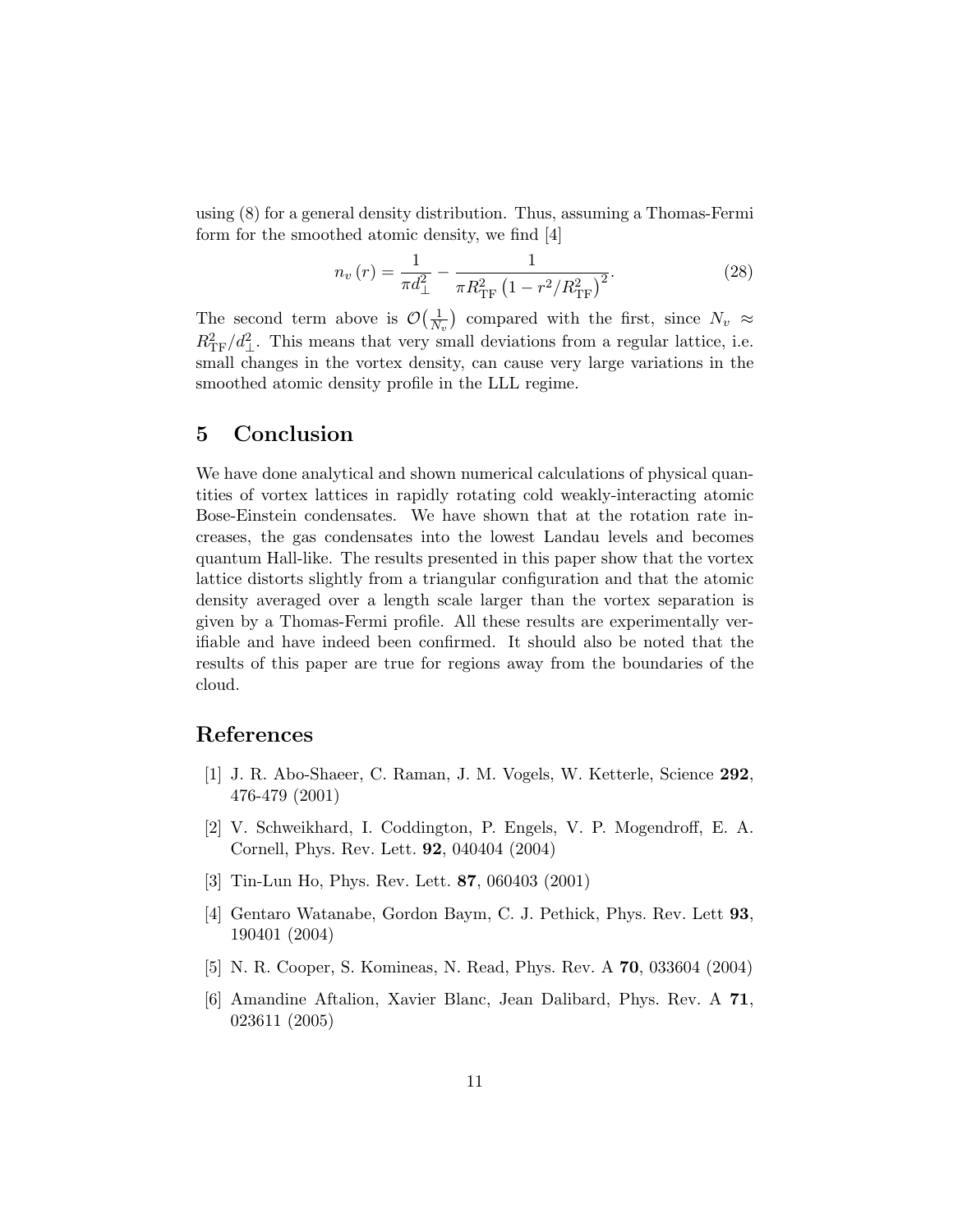using (8) for a general density distribution. Thus, assuming a Thomas-Fermi form for the smoothed atomic density, we find [4]

$$n_v(r) = \frac{1}{\pi d_\perp^2} - \frac{1}{\pi R_{\mathrm{TF}}^2 \left(1 - r^2/R_{\mathrm{TF}}^2\right)^2}. \tag{28}$$

The second term above is $\mathcal{O}\left(\frac{1}{N_v}\right)$ compared with the first, since $N_v \approx R_{\mathrm{TF}}^2/d_\perp^2$. This means that very small deviations from a regular lattice, i.e. small changes in the vortex density, can cause very large variations in the smoothed atomic density profile in the LLL regime.

## 5 Conclusion

We have done analytical and shown numerical calculations of physical quantities of vortex lattices in rapidly rotating cold weakly-interacting atomic Bose-Einstein condensates. We have shown that at the rotation rate increases, the gas condensates into the lowest Landau levels and becomes quantum Hall-like. The results presented in this paper show that the vortex lattice distorts slightly from a triangular configuration and that the atomic density averaged over a length scale larger than the vortex separation is given by a Thomas-Fermi profile. All these results are experimentally verifiable and have indeed been confirmed. It should also be noted that the results of this paper are true for regions away from the boundaries of the cloud.

## References

[1] J. R. Abo-Shaeer, C. Raman, J. M. Vogels, W. Ketterle, Science **292**, 476-479 (2001)

[2] V. Schweikhard, I. Coddington, P. Engels, V. P. Mogendorff, E. A. Cornell, Phys. Rev. Lett. **92**, 040404 (2004)

[3] Tin-Lun Ho, Phys. Rev. Lett. **87**, 060403 (2001)

[4] Gentaro Watanabe, Gordon Baym, C. J. Pethick, Phys. Rev. Lett **93**, 190401 (2004)

[5] N. R. Cooper, S. Komineas, N. Read, Phys. Rev. A **70**, 033604 (2004)

[6] Amandine Aftalion, Xavier Blanc, Jean Dalibard, Phys. Rev. A **71**, 023611 (2005)